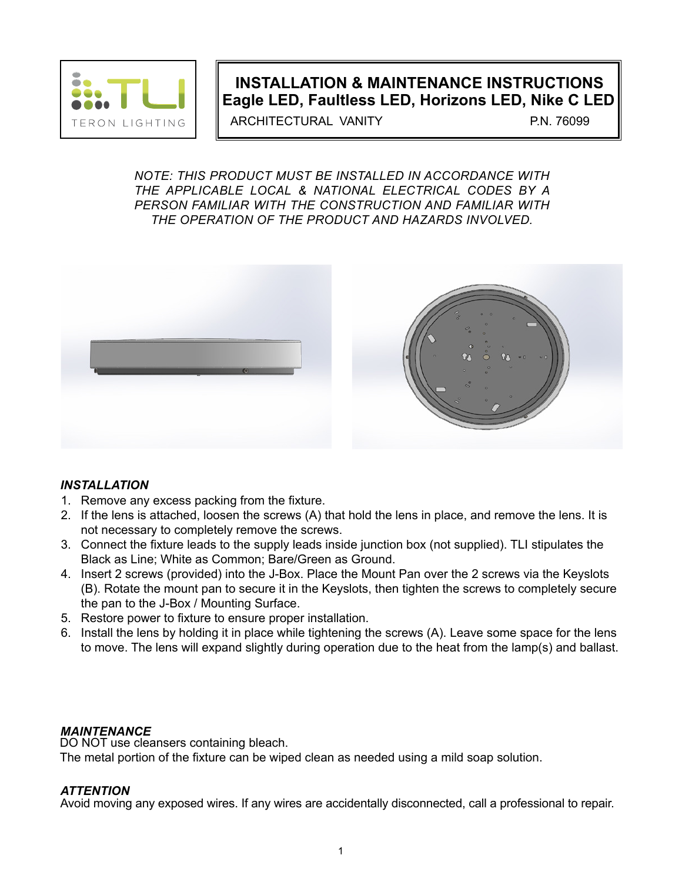TERON LIGHTING

# INSTALLATION & MAINTENANCE INSTRUCTIONS
## Eagle LED, Faultless LED, Horizons LED, Nike C LED

ARCHITECTURAL VANITY P.N. 76099

*NOTE: THIS PRODUCT MUST BE INSTALLED IN ACCORDANCE WITH THE APPLICABLE LOCAL & NATIONAL ELECTRICAL CODES BY A PERSON FAMILIAR WITH THE CONSTRUCTION AND FAMILIAR WITH THE OPERATION OF THE PRODUCT AND HAZARDS INVOLVED.*

### *INSTALLATION*

1. Remove any excess packing from the fixture.
2. If the lens is attached, loosen the screws (A) that hold the lens in place, and remove the lens. It is not necessary to completely remove the screws.
3. Connect the fixture leads to the supply leads inside junction box (not supplied). TLI stipulates the Black as Line; White as Common; Bare/Green as Ground.
4. Insert 2 screws (provided) into the J-Box. Place the Mount Pan over the 2 screws via the Keyslots (B). Rotate the mount pan to secure it in the Keyslots, then tighten the screws to completely secure the pan to the J-Box / Mounting Surface.
5. Restore power to fixture to ensure proper installation.
6. Install the lens by holding it in place while tightening the screws (A). Leave some space for the lens to move. The lens will expand slightly during operation due to the heat from the lamp(s) and ballast.

### *MAINTENANCE*

DO NOT use cleansers containing bleach.
The metal portion of the fixture can be wiped clean as needed using a mild soap solution.

### *ATTENTION*

Avoid moving any exposed wires. If any wires are accidentally disconnected, call a professional to repair.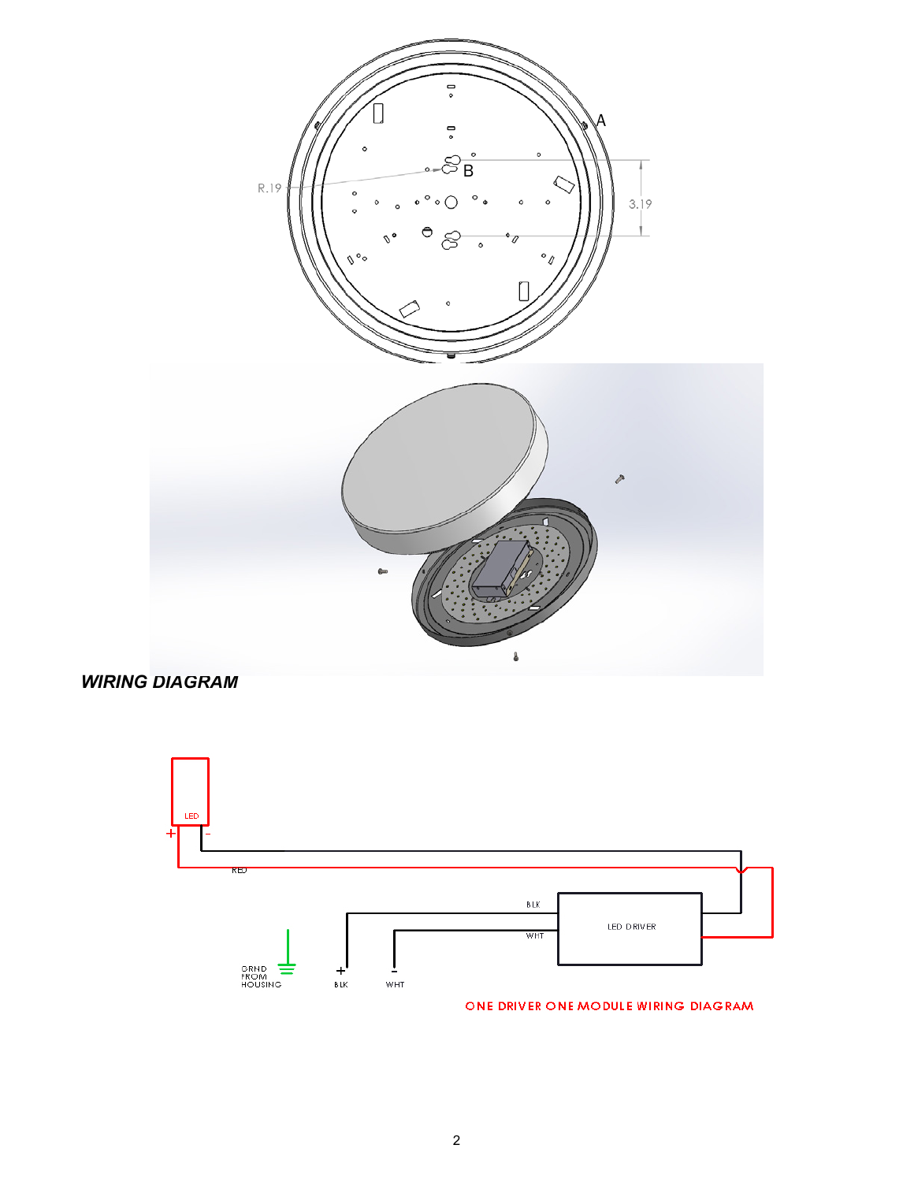A

B

R.19

3.19

## *WIRING DIAGRAM*

LED

+ -

RED

BLK

WHT

LED DRIVER

GRND FROM HOUSING

+ BLK

- WHT

ONE DRIVER ONE MODULE WIRING DIAGRAM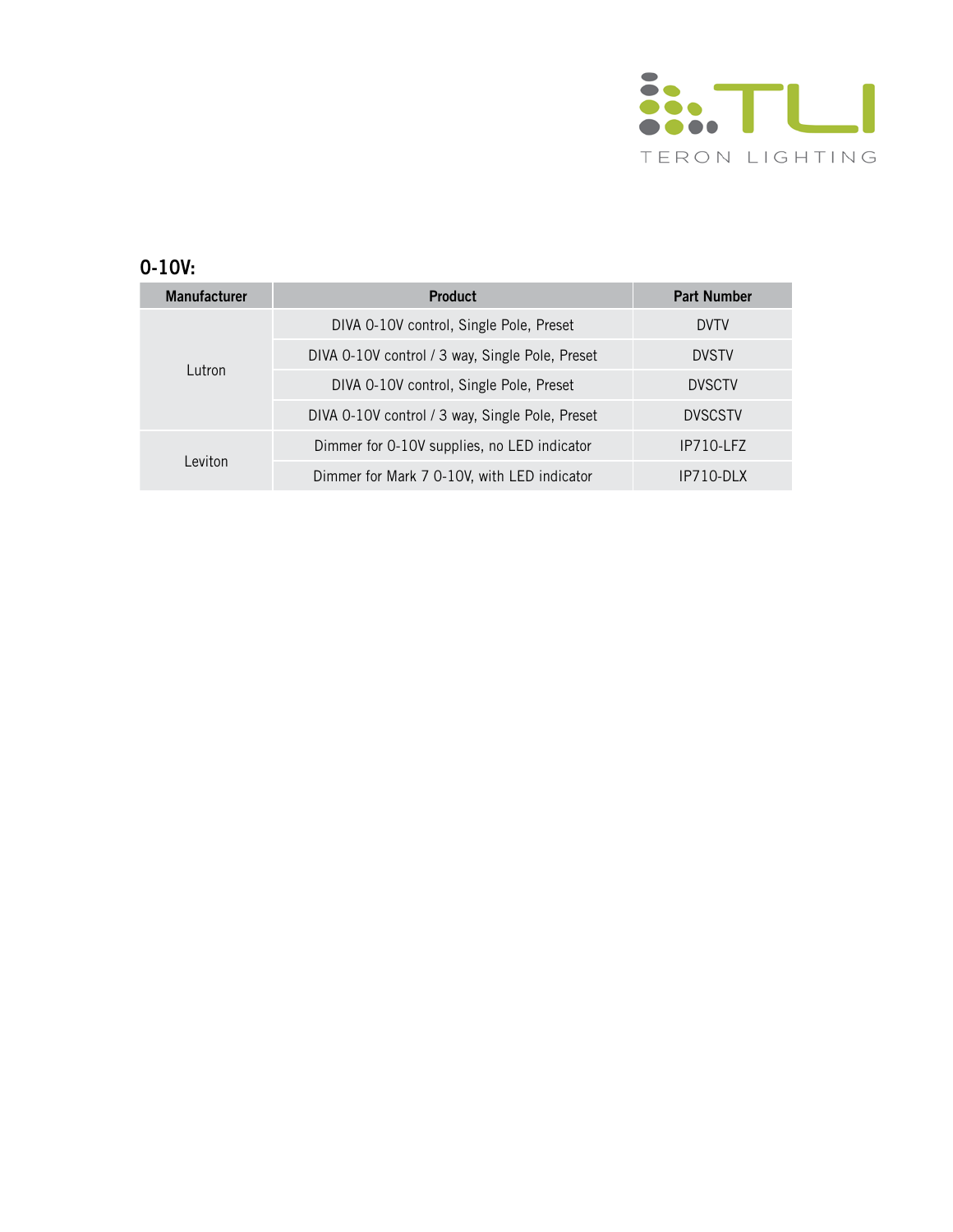## 0-10V:

| Manufacturer | Product | Part Number |
|---|---|---|
| Lutron | DIVA 0-10V control, Single Pole, Preset | DVTV |
| | DIVA 0-10V control / 3 way, Single Pole, Preset | DVSTV |
| | DIVA 0-10V control, Single Pole, Preset | DVSCTV |
| | DIVA 0-10V control / 3 way, Single Pole, Preset | DVSCSTV |
| Leviton | Dimmer for 0-10V supplies, no LED indicator | IP710-LFZ |
| | Dimmer for Mark 7 0-10V, with LED indicator | IP710-DLX |